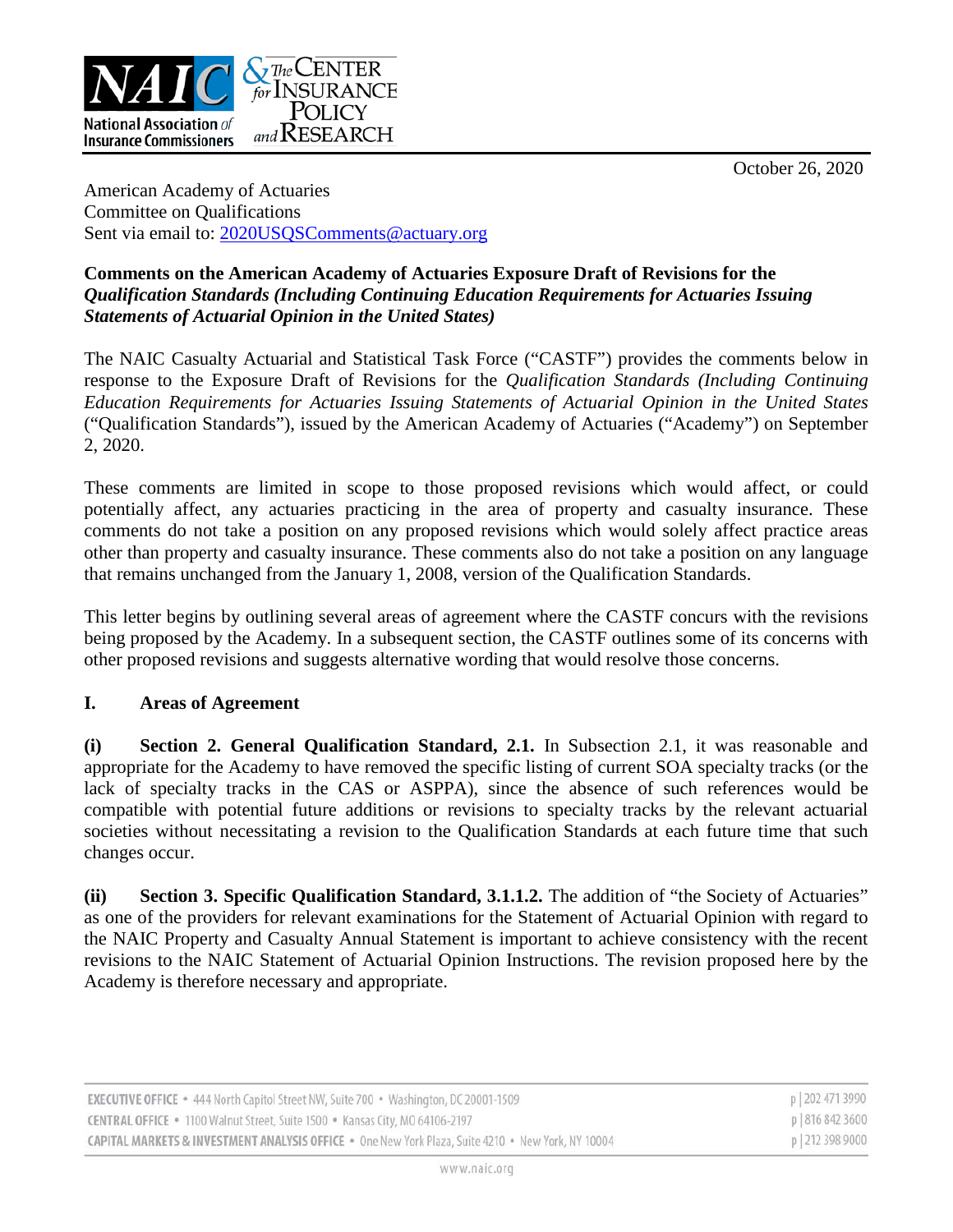October 26, 2020

American Academy of Actuaries
Committee on Qualifications
Sent via email to: [2020USQSComments@actuary.org](mailto:2020USQSComments@actuary.org)

**Comments on the American Academy of Actuaries Exposure Draft of Revisions for the *Qualification Standards (Including Continuing Education Requirements for Actuaries Issuing Statements of Actuarial Opinion in the United States)***

The NAIC Casualty Actuarial and Statistical Task Force ("CASTF") provides the comments below in response to the Exposure Draft of Revisions for the *Qualification Standards (Including Continuing Education Requirements for Actuaries Issuing Statements of Actuarial Opinion in the United States* ("Qualification Standards"), issued by the American Academy of Actuaries ("Academy") on September 2, 2020.

These comments are limited in scope to those proposed revisions which would affect, or could potentially affect, any actuaries practicing in the area of property and casualty insurance. These comments do not take a position on any proposed revisions which would solely affect practice areas other than property and casualty insurance. These comments also do not take a position on any language that remains unchanged from the January 1, 2008, version of the Qualification Standards.

This letter begins by outlining several areas of agreement where the CASTF concurs with the revisions being proposed by the Academy. In a subsequent section, the CASTF outlines some of its concerns with other proposed revisions and suggests alternative wording that would resolve those concerns.

## I. Areas of Agreement

**(i) Section 2. General Qualification Standard, 2.1.** In Subsection 2.1, it was reasonable and appropriate for the Academy to have removed the specific listing of current SOA specialty tracks (or the lack of specialty tracks in the CAS or ASPPA), since the absence of such references would be compatible with potential future additions or revisions to specialty tracks by the relevant actuarial societies without necessitating a revision to the Qualification Standards at each future time that such changes occur.

**(ii) Section 3. Specific Qualification Standard, 3.1.1.2.** The addition of "the Society of Actuaries" as one of the providers for relevant examinations for the Statement of Actuarial Opinion with regard to the NAIC Property and Casualty Annual Statement is important to achieve consistency with the recent revisions to the NAIC Statement of Actuarial Opinion Instructions. The revision proposed here by the Academy is therefore necessary and appropriate.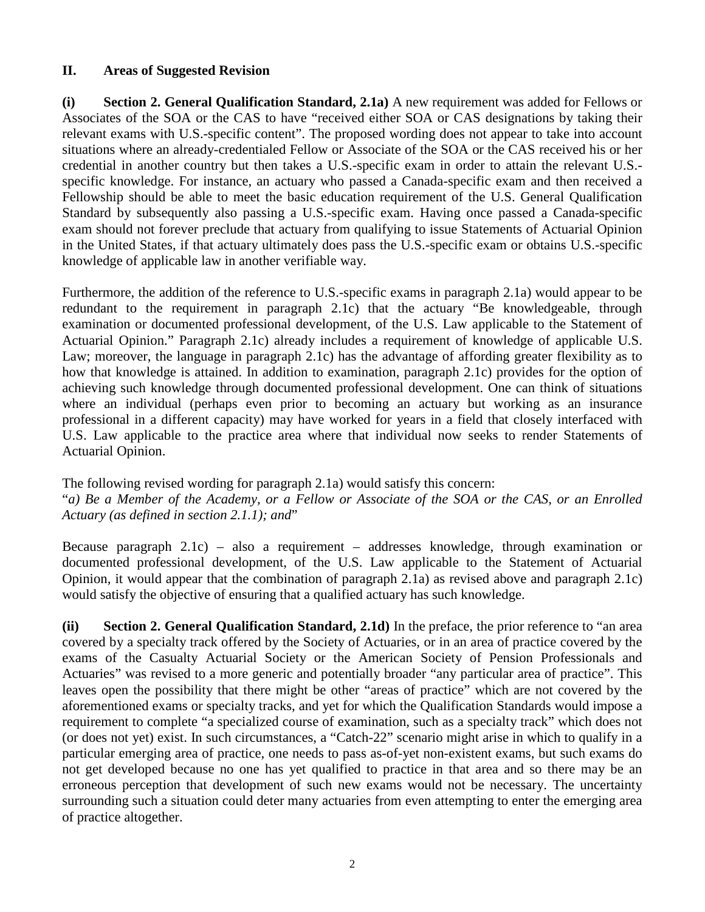## II. Areas of Suggested Revision

**(i) Section 2. General Qualification Standard, 2.1a)** A new requirement was added for Fellows or Associates of the SOA or the CAS to have "received either SOA or CAS designations by taking their relevant exams with U.S.-specific content". The proposed wording does not appear to take into account situations where an already-credentialed Fellow or Associate of the SOA or the CAS received his or her credential in another country but then takes a U.S.-specific exam in order to attain the relevant U.S.-specific knowledge. For instance, an actuary who passed a Canada-specific exam and then received a Fellowship should be able to meet the basic education requirement of the U.S. General Qualification Standard by subsequently also passing a U.S.-specific exam. Having once passed a Canada-specific exam should not forever preclude that actuary from qualifying to issue Statements of Actuarial Opinion in the United States, if that actuary ultimately does pass the U.S.-specific exam or obtains U.S.-specific knowledge of applicable law in another verifiable way.

Furthermore, the addition of the reference to U.S.-specific exams in paragraph 2.1a) would appear to be redundant to the requirement in paragraph 2.1c) that the actuary "Be knowledgeable, through examination or documented professional development, of the U.S. Law applicable to the Statement of Actuarial Opinion." Paragraph 2.1c) already includes a requirement of knowledge of applicable U.S. Law; moreover, the language in paragraph 2.1c) has the advantage of affording greater flexibility as to how that knowledge is attained. In addition to examination, paragraph 2.1c) provides for the option of achieving such knowledge through documented professional development. One can think of situations where an individual (perhaps even prior to becoming an actuary but working as an insurance professional in a different capacity) may have worked for years in a field that closely interfaced with U.S. Law applicable to the practice area where that individual now seeks to render Statements of Actuarial Opinion.

The following revised wording for paragraph 2.1a) would satisfy this concern:
"*a) Be a Member of the Academy, or a Fellow or Associate of the SOA or the CAS, or an Enrolled Actuary (as defined in section 2.1.1); and*"

Because paragraph 2.1c) – also a requirement – addresses knowledge, through examination or documented professional development, of the U.S. Law applicable to the Statement of Actuarial Opinion, it would appear that the combination of paragraph 2.1a) as revised above and paragraph 2.1c) would satisfy the objective of ensuring that a qualified actuary has such knowledge.

**(ii) Section 2. General Qualification Standard, 2.1d)** In the preface, the prior reference to "an area covered by a specialty track offered by the Society of Actuaries, or in an area of practice covered by the exams of the Casualty Actuarial Society or the American Society of Pension Professionals and Actuaries" was revised to a more generic and potentially broader "any particular area of practice". This leaves open the possibility that there might be other "areas of practice" which are not covered by the aforementioned exams or specialty tracks, and yet for which the Qualification Standards would impose a requirement to complete "a specialized course of examination, such as a specialty track" which does not (or does not yet) exist. In such circumstances, a "Catch-22" scenario might arise in which to qualify in a particular emerging area of practice, one needs to pass as-of-yet non-existent exams, but such exams do not get developed because no one has yet qualified to practice in that area and so there may be an erroneous perception that development of such new exams would not be necessary. The uncertainty surrounding such a situation could deter many actuaries from even attempting to enter the emerging area of practice altogether.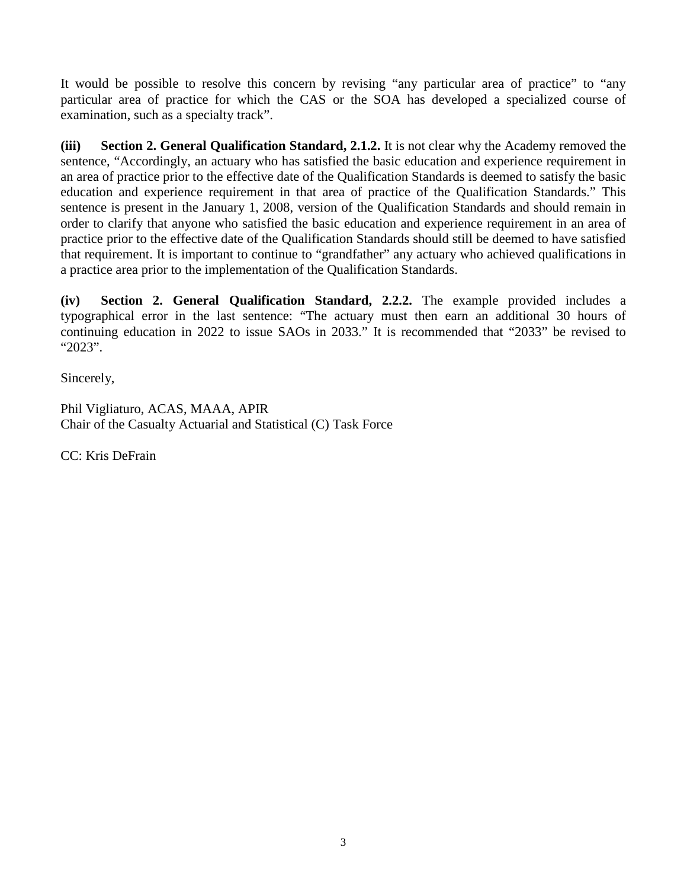It would be possible to resolve this concern by revising "any particular area of practice" to "any particular area of practice for which the CAS or the SOA has developed a specialized course of examination, such as a specialty track".

**(iii) Section 2. General Qualification Standard, 2.1.2.** It is not clear why the Academy removed the sentence, "Accordingly, an actuary who has satisfied the basic education and experience requirement in an area of practice prior to the effective date of the Qualification Standards is deemed to satisfy the basic education and experience requirement in that area of practice of the Qualification Standards." This sentence is present in the January 1, 2008, version of the Qualification Standards and should remain in order to clarify that anyone who satisfied the basic education and experience requirement in an area of practice prior to the effective date of the Qualification Standards should still be deemed to have satisfied that requirement. It is important to continue to "grandfather" any actuary who achieved qualifications in a practice area prior to the implementation of the Qualification Standards.

**(iv) Section 2. General Qualification Standard, 2.2.2.** The example provided includes a typographical error in the last sentence: "The actuary must then earn an additional 30 hours of continuing education in 2022 to issue SAOs in 2033." It is recommended that "2033" be revised to "2023".

Sincerely,

Phil Vigliaturo, ACAS, MAAA, APIR
Chair of the Casualty Actuarial and Statistical (C) Task Force

CC: Kris DeFrain